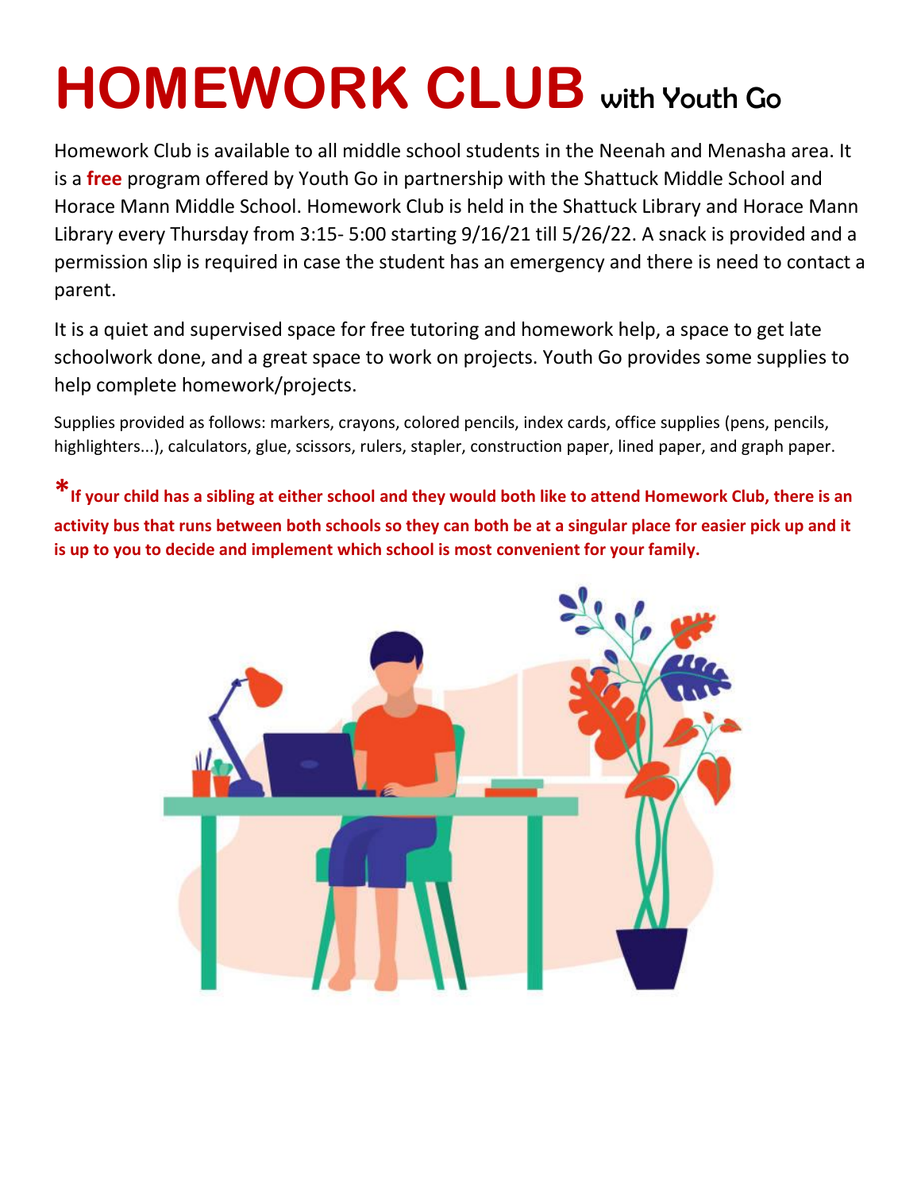# HOMEWORK CLUB with Youth Go

Homework Club is available to all middle school students in the Neenah and Menasha area. It is a **free** program offered by Youth Go in partnership with the Shattuck Middle School and Horace Mann Middle School. Homework Club is held in the Shattuck Library and Horace Mann Library every Thursday from 3:15- 5:00 starting 9/16/21 till 5/26/22. A snack is provided and a permission slip is required in case the student has an emergency and there is need to contact a parent.

It is a quiet and supervised space for free tutoring and homework help, a space to get late schoolwork done, and a great space to work on projects. Youth Go provides some supplies to help complete homework/projects.

Supplies provided as follows: markers, crayons, colored pencils, index cards, office supplies (pens, pencils, highlighters...), calculators, glue, scissors, rulers, stapler, construction paper, lined paper, and graph paper.

***If your child has a sibling at either school and they would both like to attend Homework Club, there is an activity bus that runs between both schools so they can both be at a singular place for easier pick up and it is up to you to decide and implement which school is most convenient for your family.**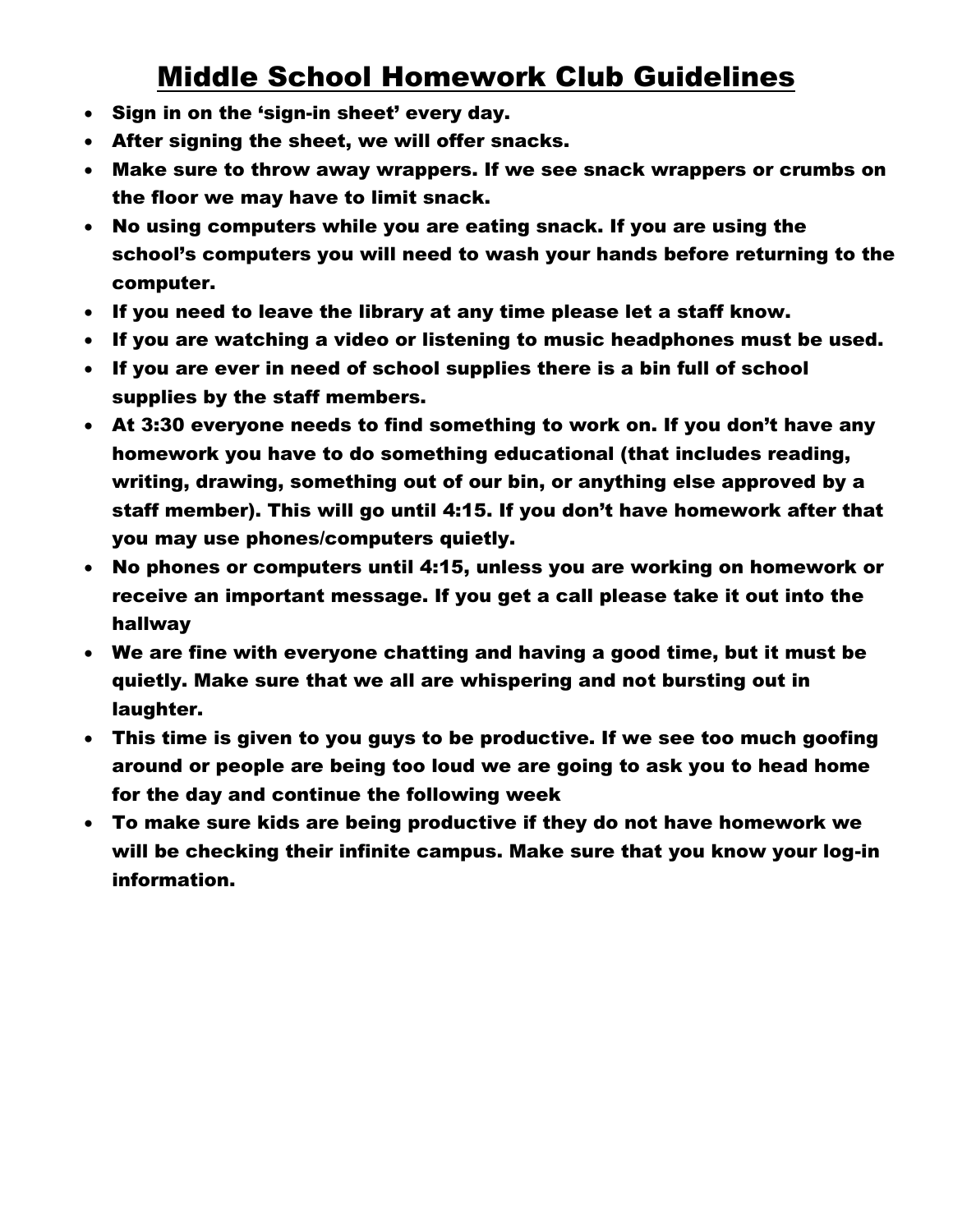# Middle School Homework Club Guidelines

- **Sign in on the 'sign-in sheet' every day.**
- **After signing the sheet, we will offer snacks.**
- **Make sure to throw away wrappers. If we see snack wrappers or crumbs on the floor we may have to limit snack.**
- **No using computers while you are eating snack. If you are using the school's computers you will need to wash your hands before returning to the computer.**
- **If you need to leave the library at any time please let a staff know.**
- **If you are watching a video or listening to music headphones must be used.**
- **If you are ever in need of school supplies there is a bin full of school supplies by the staff members.**
- **At 3:30 everyone needs to find something to work on. If you don't have any homework you have to do something educational (that includes reading, writing, drawing, something out of our bin, or anything else approved by a staff member). This will go until 4:15. If you don't have homework after that you may use phones/computers quietly.**
- **No phones or computers until 4:15, unless you are working on homework or receive an important message. If you get a call please take it out into the hallway**
- **We are fine with everyone chatting and having a good time, but it must be quietly. Make sure that we all are whispering and not bursting out in laughter.**
- **This time is given to you guys to be productive. If we see too much goofing around or people are being too loud we are going to ask you to head home for the day and continue the following week**
- **To make sure kids are being productive if they do not have homework we will be checking their infinite campus. Make sure that you know your log-in information.**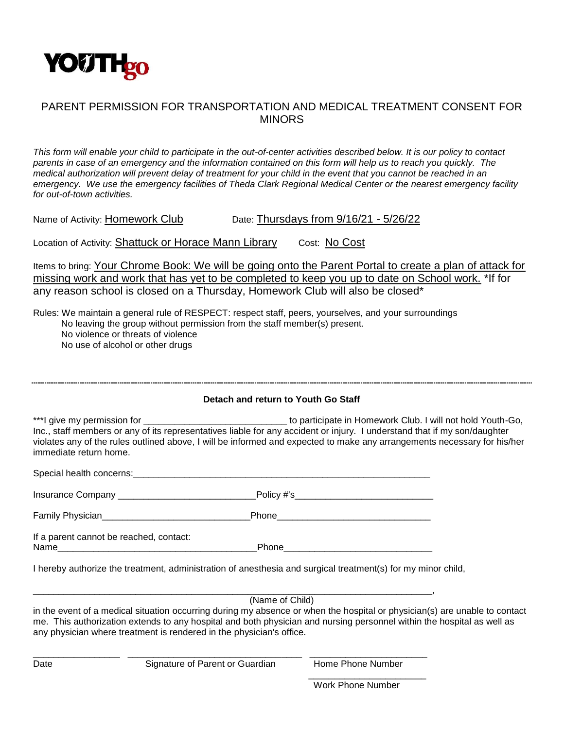YOUTHgo

# PARENT PERMISSION FOR TRANSPORTATION AND MEDICAL TREATMENT CONSENT FOR MINORS

*This form will enable your child to participate in the out-of-center activities described below. It is our policy to contact parents in case of an emergency and the information contained on this form will help us to reach you quickly. The medical authorization will prevent delay of treatment for your child in the event that you cannot be reached in an emergency. We use the emergency facilities of Theda Clark Regional Medical Center or the nearest emergency facility for out-of-town activities.*

Name of Activity: Homework Club    Date: Thursdays from 9/16/21 - 5/26/22

Location of Activity: Shattuck or Horace Mann Library    Cost: No Cost

Items to bring: Your Chrome Book: We will be going onto the Parent Portal to create a plan of attack for missing work and work that has yet to be completed to keep you up to date on School work. *If for any reason school is closed on a Thursday, Homework Club will also be closed*

Rules: We maintain a general rule of RESPECT: respect staff, peers, yourselves, and your surroundings
- No leaving the group without permission from the staff member(s) present.
- No violence or threats of violence
- No use of alcohol or other drugs

---

**Detach and return to Youth Go Staff**

***I give my permission for ____________________________ to participate in Homework Club. I will not hold Youth-Go, Inc., staff members or any of its representatives liable for any accident or injury. I understand that if my son/daughter violates any of the rules outlined above, I will be informed and expected to make any arrangements necessary for his/her immediate return home.

Special health concerns:_______________________________________________________________

Insurance Company ___________________________Policy #'s___________________________

Family Physician_____________________________Phone______________________________

If a parent cannot be reached, contact:
Name_______________________________________Phone_____________________________

I hereby authorize the treatment, administration of anesthesia and surgical treatment(s) for my minor child,

_________________________________________________________________________________,
(Name of Child)

in the event of a medical situation occurring during my absence or when the hospital or physician(s) are unable to contact me. This authorization extends to any hospital and both physician and nursing personnel within the hospital as well as any physician where treatment is rendered in the physician's office.

_________________ ___________________________________ _______________________
Date Signature of Parent or Guardian Home Phone Number

_______________________
Work Phone Number